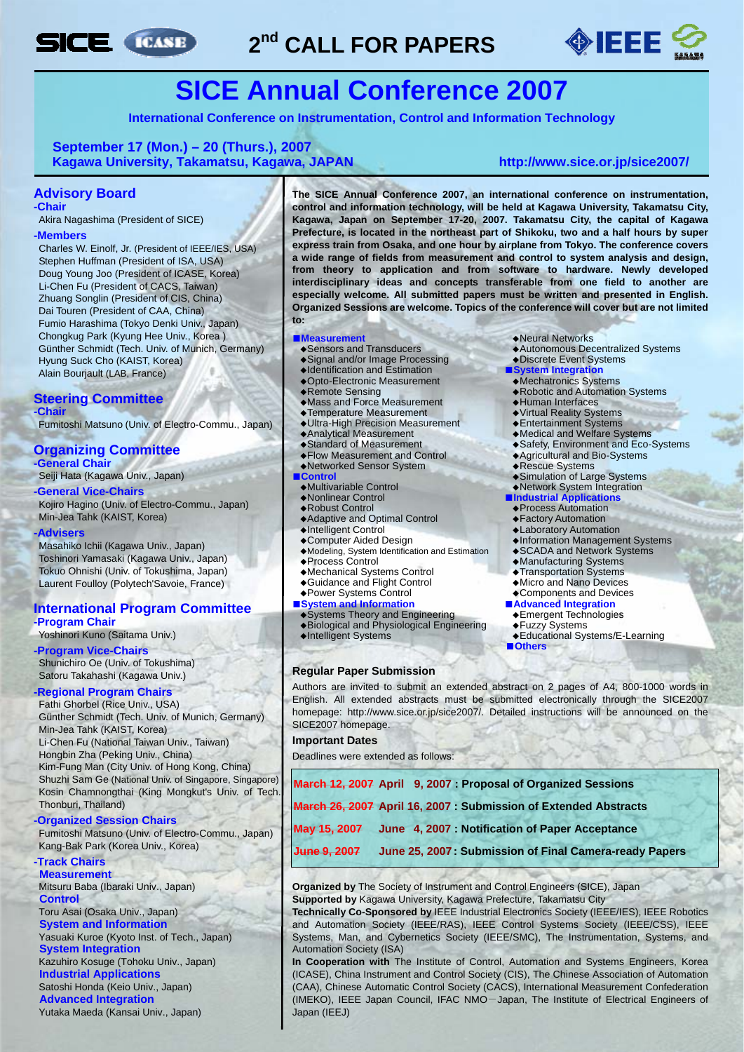# 2nd CALL FOR PAPERS

# SICE Annual Conference 2007

**International Conference on Instrumentation, Control and Information Technology**

**September 17 (Mon.) – 20 (Thurs.), 2007**
**Kagawa University, Takamatsu, Kagawa, JAPAN**

**http://www.sice.or.jp/sice2007/**

## Advisory Board

**-Chair**

Akira Nagashima (President of SICE)

**-Members**

Charles W. Einolf, Jr. (President of IEEE/IES, USA)
Stephen Huffman (President of ISA, USA)
Doug Young Joo (President of ICASE, Korea)
Li-Chen Fu (President of CACS, Taiwan)
Zhuang Songlin (President of CIS, China)
Dai Touren (President of CAA, China)
Fumio Harashima (Tokyo Denki Univ., Japan)
Chongkug Park (Kyung Hee Univ., Korea )
Günther Schmidt (Tech. Univ. of Munich, Germany)
Hyung Suck Cho (KAIST, Korea)
Alain Bourjault (LAB, France)

## Steering Committee

**-Chair**

Fumitoshi Matsuno (Univ. of Electro-Commu., Japan)

## Organizing Committee

**-General Chair**

Seiji Hata (Kagawa Univ., Japan)

**-General Vice-Chairs**

Kojiro Hagino (Univ. of Electro-Commu., Japan)
Min-Jea Tahk (KAIST, Korea)

**-Advisers**

Masahiko Ichii (Kagawa Univ., Japan)
Toshinori Yamasaki (Kagawa Univ., Japan)
Tokuo Ohnishi (Univ. of Tokushima, Japan)
Laurent Foulloy (Polytech'Savoie, France)

## International Program Committee

**-Program Chair**

Yoshinori Kuno (Saitama Univ.)

**-Program Vice-Chairs**

Shunichiro Oe (Univ. of Tokushima)
Satoru Takahashi (Kagawa Univ.)

**-Regional Program Chairs**

Fathi Ghorbel (Rice Univ., USA)
Günther Schmidt (Tech. Univ. of Munich, Germany)
Min-Jea Tahk (KAIST, Korea)
Li-Chen Fu (National Taiwan Univ., Taiwan)
Hongbin Zha (Peking Univ., China)
Kim-Fung Man (City Univ. of Hong Kong, China)
Shuzhi Sam Ge (National Univ. of Singapore, Singapore)
Kosin Chamnongthai (King Mongkut's Univ. of Tech. Thonburi, Thailand)

**-Organized Session Chairs**

Fumitoshi Matsuno (Univ. of Electro-Commu., Japan)
Kang-Bak Park (Korea Univ., Korea)

**-Track Chairs**

**Measurement**
Mitsuru Baba (Ibaraki Univ., Japan)

**Control**
Toru Asai (Osaka Univ., Japan)

**System and Information**
Yasuaki Kuroe (Kyoto Inst. of Tech., Japan)

**System Integration**
Kazuhiro Kosuge (Tohoku Univ., Japan)

**Industrial Applications**
Satoshi Honda (Keio Univ., Japan)

**Advanced Integration**
Yutaka Maeda (Kansai Univ., Japan)

**The SICE Annual Conference 2007, an international conference on instrumentation, control and information technology, will be held at Kagawa University, Takamatsu City, Kagawa, Japan on September 17-20, 2007. Takamatsu City, the capital of Kagawa Prefecture, is located in the northeast part of Shikoku, two and a half hours by super express train from Osaka, and one hour by airplane from Tokyo. The conference covers a wide range of fields from measurement and control to system analysis and design, from theory to application and from software to hardware. Newly developed interdisciplinary ideas and concepts transferable from one field to another are especially welcome. All submitted papers must be written and presented in English. Organized Sessions are welcome. Topics of the conference will cover but are not limited to:**

**■Measurement**
- ◆Sensors and Transducers
- ◆Signal and/or Image Processing
- ◆Identification and Estimation
- ◆Opto-Electronic Measurement
- ◆Remote Sensing
- ◆Mass and Force Measurement
- ◆Temperature Measurement
- ◆Ultra-High Precision Measurement
- ◆Analytical Measurement
- ◆Standard of Measurement
- ◆Flow Measurement and Control
- ◆Networked Sensor System

**■Control**
- ◆Multivariable Control
- ◆Nonlinear Control
- ◆Robust Control
- ◆Adaptive and Optimal Control
- ◆Intelligent Control
- ◆Computer Aided Design
- ◆Modeling, System Identification and Estimation
- ◆Process Control
- ◆Mechanical Systems Control
- ◆Guidance and Flight Control
- ◆Power Systems Control

**■System and Information**
- ◆Systems Theory and Engineering
- ◆Biological and Physiological Engineering
- ◆Intelligent Systems
- ◆Neural Networks
- ◆Autonomous Decentralized Systems
- ◆Discrete Event Systems

**■System Integration**
- ◆Mechatronics Systems
- ◆Robotic and Automation Systems
- ◆Human Interfaces
- ◆Virtual Reality Systems
- ◆Entertainment Systems
- ◆Medical and Welfare Systems
- ◆Safety, Environment and Eco-Systems
- ◆Agricultural and Bio-Systems
- ◆Rescue Systems
- ◆Simulation of Large Systems
- ◆Network System Integration

**■Industrial Applications**
- ◆Process Automation
- ◆Factory Automation
- ◆Laboratory Automation
- ◆Information Management Systems
- ◆SCADA and Network Systems
- ◆Manufacturing Systems
- ◆Transportation Systems
- ◆Micro and Nano Devices
- ◆Components and Devices

**■Advanced Integration**
- ◆Emergent Technologies
- ◆Fuzzy Systems
- ◆Educational Systems/E-Learning

**■Others**

### Regular Paper Submission

Authors are invited to submit an extended abstract on 2 pages of A4, 800-1000 words in English. All extended abstracts must be submitted electronically through the SICE2007 homepage: http://www.sice.or.jp/sice2007/. Detailed instructions will be announced on the SICE2007 homepage.

### Important Dates

Deadlines were extended as follows:

| Original | Extended | |
|---|---|---|
| ~~March 12, 2007~~ | April 9, 2007 | : **Proposal of Organized Sessions** |
| ~~March 26, 2007~~ | April 16, 2007 | : **Submission of Extended Abstracts** |
| ~~May 15, 2007~~ | June 4, 2007 | : **Notification of Paper Acceptance** |
| ~~June 9, 2007~~ | June 25, 2007 | : **Submission of Final Camera-ready Papers** |

**Organized by** The Society of Instrument and Control Engineers (SICE), Japan
**Supported by** Kagawa University, Kagawa Prefecture, Takamatsu City
**Technically Co-Sponsored by** IEEE Industrial Electronics Society (IEEE/IES), IEEE Robotics and Automation Society (IEEE/RAS), IEEE Control Systems Society (IEEE/CSS), IEEE Systems, Man, and Cybernetics Society (IEEE/SMC), The Instrumentation, Systems, and Automation Society (ISA)
**In Cooperation with** The Institute of Control, Automation and Systems Engineers, Korea (ICASE), China Instrument and Control Society (CIS), The Chinese Association of Automation (CAA), Chinese Automatic Control Society (CACS), International Measurement Confederation (IMEKO), IEEE Japan Council, IFAC NMO－Japan, The Institute of Electrical Engineers of Japan (IEEJ)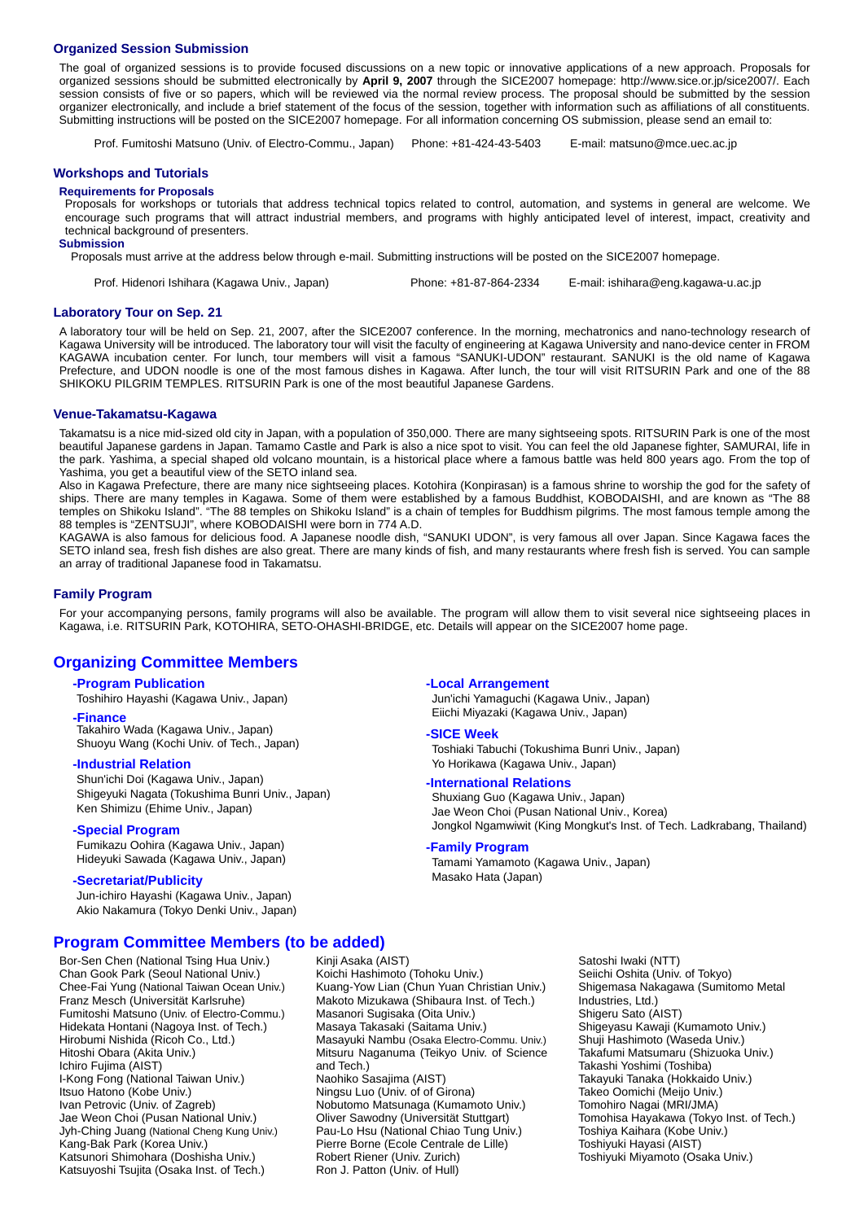### Organized Session Submission

The goal of organized sessions is to provide focused discussions on a new topic or innovative applications of a new approach. Proposals for organized sessions should be submitted electronically by **April 9, 2007** through the SICE2007 homepage: http://www.sice.or.jp/sice2007/. Each session consists of five or so papers, which will be reviewed via the normal review process. The proposal should be submitted by the session organizer electronically, and include a brief statement of the focus of the session, together with information such as affiliations of all constituents. Submitting instructions will be posted on the SICE2007 homepage. For all information concerning OS submission, please send an email to:

Prof. Fumitoshi Matsuno (Univ. of Electro-Commu., Japan) Phone: +81-424-43-5403 E-mail: matsuno@mce.uec.ac.jp

### Workshops and Tutorials

**Requirements for Proposals**

Proposals for workshops or tutorials that address technical topics related to control, automation, and systems in general are welcome. We encourage such programs that will attract industrial members, and programs with highly anticipated level of interest, impact, creativity and technical background of presenters.

**Submission**

Proposals must arrive at the address below through e-mail. Submitting instructions will be posted on the SICE2007 homepage.

Prof. Hidenori Ishihara (Kagawa Univ., Japan) Phone: +81-87-864-2334 E-mail: ishihara@eng.kagawa-u.ac.jp

### Laboratory Tour on Sep. 21

A laboratory tour will be held on Sep. 21, 2007, after the SICE2007 conference. In the morning, mechatronics and nano-technology research of Kagawa University will be introduced. The laboratory tour will visit the faculty of engineering at Kagawa University and nano-device center in FROM KAGAWA incubation center. For lunch, tour members will visit a famous "SANUKI-UDON" restaurant. SANUKI is the old name of Kagawa Prefecture, and UDON noodle is one of the most famous dishes in Kagawa. After lunch, the tour will visit RITSURIN Park and one of the 88 SHIKOKU PILGRIM TEMPLES. RITSURIN Park is one of the most beautiful Japanese Gardens.

### Venue-Takamatsu-Kagawa

Takamatsu is a nice mid-sized old city in Japan, with a population of 350,000. There are many sightseeing spots. RITSURIN Park is one of the most beautiful Japanese gardens in Japan. Tamamo Castle and Park is also a nice spot to visit. You can feel the old Japanese fighter, SAMURAI, life in the park. Yashima, a special shaped old volcano mountain, is a historical place where a famous battle was held 800 years ago. From the top of Yashima, you get a beautiful view of the SETO inland sea.

Also in Kagawa Prefecture, there are many nice sightseeing places. Kotohira (Konpirasan) is a famous shrine to worship the god for the safety of ships. There are many temples in Kagawa. Some of them were established by a famous Buddhist, KOBODAISHI, and are known as "The 88 temples on Shikoku Island". "The 88 temples on Shikoku Island" is a chain of temples for Buddhism pilgrims. The most famous temple among the 88 temples is "ZENTSUJI", where KOBODAISHI were born in 774 A.D.

KAGAWA is also famous for delicious food. A Japanese noodle dish, "SANUKI UDON", is very famous all over Japan. Since Kagawa faces the SETO inland sea, fresh fish dishes are also great. There are many kinds of fish, and many restaurants where fresh fish is served. You can sample an array of traditional Japanese food in Takamatsu.

### Family Program

For your accompanying persons, family programs will also be available. The program will allow them to visit several nice sightseeing places in Kagawa, i.e. RITSURIN Park, KOTOHIRA, SETO-OHASHI-BRIDGE, etc. Details will appear on the SICE2007 home page.

## Organizing Committee Members

**-Program Publication**
Toshihiro Hayashi (Kagawa Univ., Japan)

**-Finance**
Takahiro Wada (Kagawa Univ., Japan)
Shuoyu Wang (Kochi Univ. of Tech., Japan)

**-Industrial Relation**
Shun'ichi Doi (Kagawa Univ., Japan)
Shigeyuki Nagata (Tokushima Bunri Univ., Japan)
Ken Shimizu (Ehime Univ., Japan)

**-Special Program**
Fumikazu Oohira (Kagawa Univ., Japan)
Hideyuki Sawada (Kagawa Univ., Japan)

**-Secretariat/Publicity**
Jun-ichiro Hayashi (Kagawa Univ., Japan)
Akio Nakamura (Tokyo Denki Univ., Japan)

**-Local Arrangement**
Jun'ichi Yamaguchi (Kagawa Univ., Japan)
Eiichi Miyazaki (Kagawa Univ., Japan)

**-SICE Week**
Toshiaki Tabuchi (Tokushima Bunri Univ., Japan)
Yo Horikawa (Kagawa Univ., Japan)

**-International Relations**
Shuxiang Guo (Kagawa Univ., Japan)
Jae Weon Choi (Pusan National Univ., Korea)
Jongkol Ngamwiwit (King Mongkut's Inst. of Tech. Ladkrabang, Thailand)

**-Family Program**
Tamami Yamamoto (Kagawa Univ., Japan)
Masako Hata (Japan)

## Program Committee Members (to be added)

Bor-Sen Chen (National Tsing Hua Univ.)
Chan Gook Park (Seoul National Univ.)
Chee-Fai Yung (National Taiwan Ocean Univ.)
Franz Mesch (Universität Karlsruhe)
Fumitoshi Matsuno (Univ. of Electro-Commu.)
Hidekata Hontani (Nagoya Inst. of Tech.)
Hirobumi Nishida (Ricoh Co., Ltd.)
Hitoshi Obara (Akita Univ.)
Ichiro Fujima (AIST)
I-Kong Fong (National Taiwan Univ.)
Itsuo Hatono (Kobe Univ.)
Ivan Petrovic (Univ. of Zagreb)
Jae Weon Choi (Pusan National Univ.)
Jyh-Ching Juang (National Cheng Kung Univ.)
Kang-Bak Park (Korea Univ.)
Katsunori Shimohara (Doshisha Univ.)
Katsuyoshi Tsujita (Osaka Inst. of Tech.)
Kinji Asaka (AIST)
Koichi Hashimoto (Tohoku Univ.)
Kuang-Yow Lian (Chun Yuan Christian Univ.)
Makoto Mizukawa (Shibaura Inst. of Tech.)
Masanori Sugisaka (Oita Univ.)
Masaya Takasaki (Saitama Univ.)
Masayuki Nambu (Osaka Electro-Commu. Univ.)
Mitsuru Naganuma (Teikyo Univ. of Science and Tech.)
Naohiko Sasajima (AIST)
Ningsu Luo (Univ. of of Girona)
Nobutomo Matsunaga (Kumamoto Univ.)
Oliver Sawodny (Universität Stuttgart)
Pau-Lo Hsu (National Chiao Tung Univ.)
Pierre Borne (Ecole Centrale de Lille)
Robert Riener (Univ. Zurich)
Ron J. Patton (Univ. of Hull)
Satoshi Iwaki (NTT)
Seiichi Oshita (Univ. of Tokyo)
Shigemasa Nakagawa (Sumitomo Metal Industries, Ltd.)
Shigeru Sato (AIST)
Shigeyasu Kawaji (Kumamoto Univ.)
Shuji Hashimoto (Waseda Univ.)
Takafumi Matsumaru (Shizuoka Univ.)
Takashi Yoshimi (Toshiba)
Takayuki Tanaka (Hokkaido Univ.)
Takeo Oomichi (Meijo Univ.)
Tomohiro Nagai (MRI/JMA)
Tomohisa Hayakawa (Tokyo Inst. of Tech.)
Toshiya Kaihara (Kobe Univ.)
Toshiyuki Hayasi (AIST)
Toshiyuki Miyamoto (Osaka Univ.)